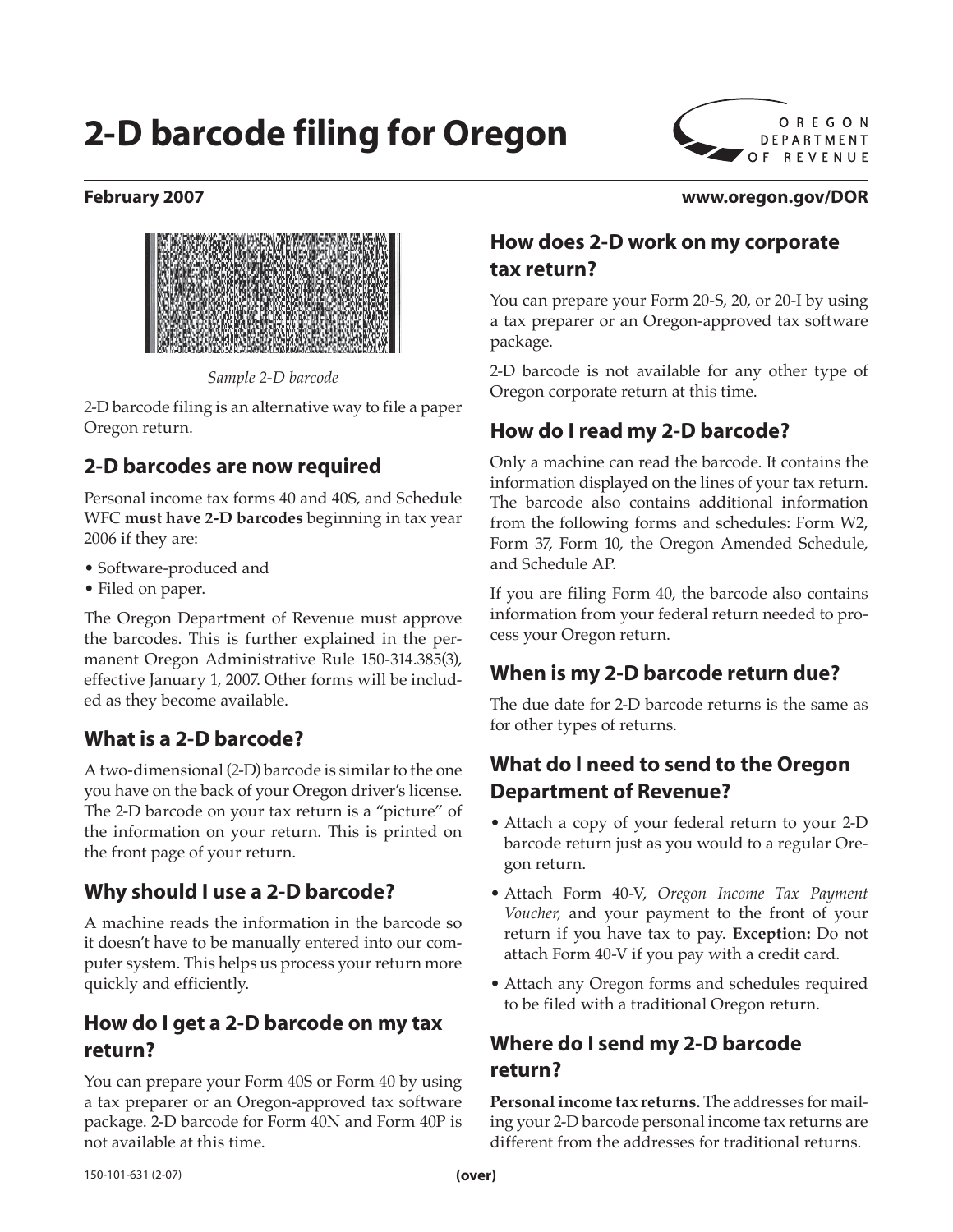# 2-D barcode filing for Oregon

**February 2007** **www.oregon.gov/DOR**

*Sample 2-D barcode*

2-D barcode filing is an alternative way to file a paper Oregon return.

## 2-D barcodes are now required

Personal income tax forms 40 and 40S, and Schedule WFC **must have 2-D barcodes** beginning in tax year 2006 if they are:

- Software-produced and
- Filed on paper.

The Oregon Department of Revenue must approve the barcodes. This is further explained in the permanent Oregon Administrative Rule 150-314.385(3), effective January 1, 2007. Other forms will be included as they become available.

## What is a 2-D barcode?

A two-dimensional (2-D) barcode is similar to the one you have on the back of your Oregon driver's license. The 2-D barcode on your tax return is a "picture" of the information on your return. This is printed on the front page of your return.

## Why should I use a 2-D barcode?

A machine reads the information in the barcode so it doesn't have to be manually entered into our computer system. This helps us process your return more quickly and efficiently.

## How do I get a 2-D barcode on my tax return?

You can prepare your Form 40S or Form 40 by using a tax preparer or an Oregon-approved tax software package. 2-D barcode for Form 40N and Form 40P is not available at this time.

## How does 2-D work on my corporate tax return?

You can prepare your Form 20-S, 20, or 20-I by using a tax preparer or an Oregon-approved tax software package.

2-D barcode is not available for any other type of Oregon corporate return at this time.

## How do I read my 2-D barcode?

Only a machine can read the barcode. It contains the information displayed on the lines of your tax return. The barcode also contains additional information from the following forms and schedules: Form W2, Form 37, Form 10, the Oregon Amended Schedule, and Schedule AP.

If you are filing Form 40, the barcode also contains information from your federal return needed to process your Oregon return.

## When is my 2-D barcode return due?

The due date for 2-D barcode returns is the same as for other types of returns.

## What do I need to send to the Oregon Department of Revenue?

- Attach a copy of your federal return to your 2-D barcode return just as you would to a regular Oregon return.
- Attach Form 40-V, *Oregon Income Tax Payment Voucher,* and your payment to the front of your return if you have tax to pay. **Exception:** Do not attach Form 40-V if you pay with a credit card.
- Attach any Oregon forms and schedules required to be filed with a traditional Oregon return.

## Where do I send my 2-D barcode return?

**Personal income tax returns.** The addresses for mailing your 2-D barcode personal income tax returns are different from the addresses for traditional returns.

150-101-631 (2-07) **(over)**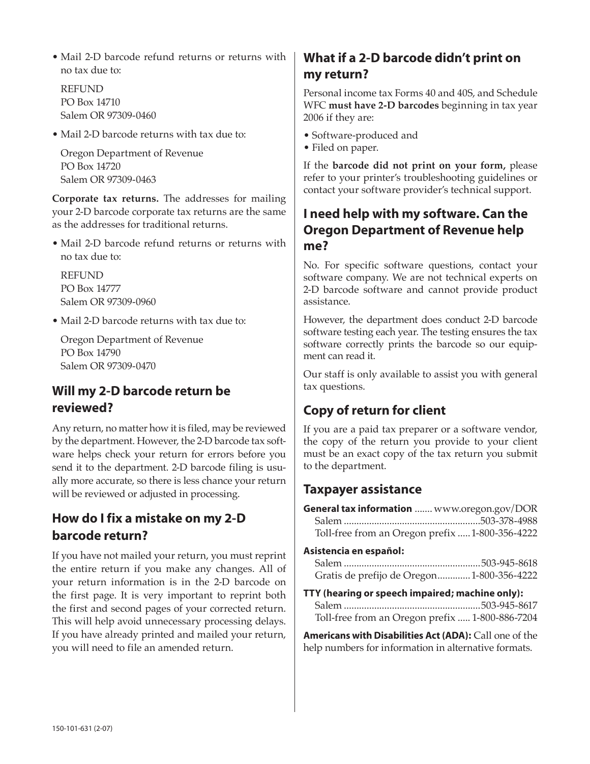- Mail 2-D barcode refund returns or returns with no tax due to:

  REFUND
  PO Box 14710
  Salem OR 97309-0460

- Mail 2-D barcode returns with tax due to:

  Oregon Department of Revenue
  PO Box 14720
  Salem OR 97309-0463

**Corporate tax returns.** The addresses for mailing your 2-D barcode corporate tax returns are the same as the addresses for traditional returns.

- Mail 2-D barcode refund returns or returns with no tax due to:

  REFUND
  PO Box 14777
  Salem OR 97309-0960

- Mail 2-D barcode returns with tax due to:

  Oregon Department of Revenue
  PO Box 14790
  Salem OR 97309-0470

## Will my 2-D barcode return be reviewed?

Any return, no matter how it is filed, may be reviewed by the department. However, the 2-D barcode tax software helps check your return for errors before you send it to the department. 2-D barcode filing is usually more accurate, so there is less chance your return will be reviewed or adjusted in processing.

## How do I fix a mistake on my 2-D barcode return?

If you have not mailed your return, you must reprint the entire return if you make any changes. All of your return information is in the 2-D barcode on the first page. It is very important to reprint both the first and second pages of your corrected return. This will help avoid unnecessary processing delays. If you have already printed and mailed your return, you will need to file an amended return.

## What if a 2-D barcode didn't print on my return?

Personal income tax Forms 40 and 40S, and Schedule WFC **must have 2-D barcodes** beginning in tax year 2006 if they are:

- Software-produced and
- Filed on paper.

If the **barcode did not print on your form,** please refer to your printer's troubleshooting guidelines or contact your software provider's technical support.

## I need help with my software. Can the Oregon Department of Revenue help me?

No. For specific software questions, contact your software company. We are not technical experts on 2-D barcode software and cannot provide product assistance.

However, the department does conduct 2-D barcode software testing each year. The testing ensures the tax software correctly prints the barcode so our equipment can read it.

Our staff is only available to assist you with general tax questions.

## Copy of return for client

If you are a paid tax preparer or a software vendor, the copy of the return you provide to your client must be an exact copy of the tax return you submit to the department.

## Taxpayer assistance

**General tax information** ....... www.oregon.gov/DOR
Salem .....................................................503-378-4988
Toll-free from an Oregon prefix ..... 1-800-356-4222

**Asistencia en español:**
Salem .....................................................503-945-8618
Gratis de prefijo de Oregon............. 1-800-356-4222

**TTY (hearing or speech impaired; machine only):**
Salem .....................................................503-945-8617
Toll-free from an Oregon prefix ..... 1-800-886-7204

**Americans with Disabilities Act (ADA):** Call one of the help numbers for information in alternative formats.

150-101-631 (2-07)